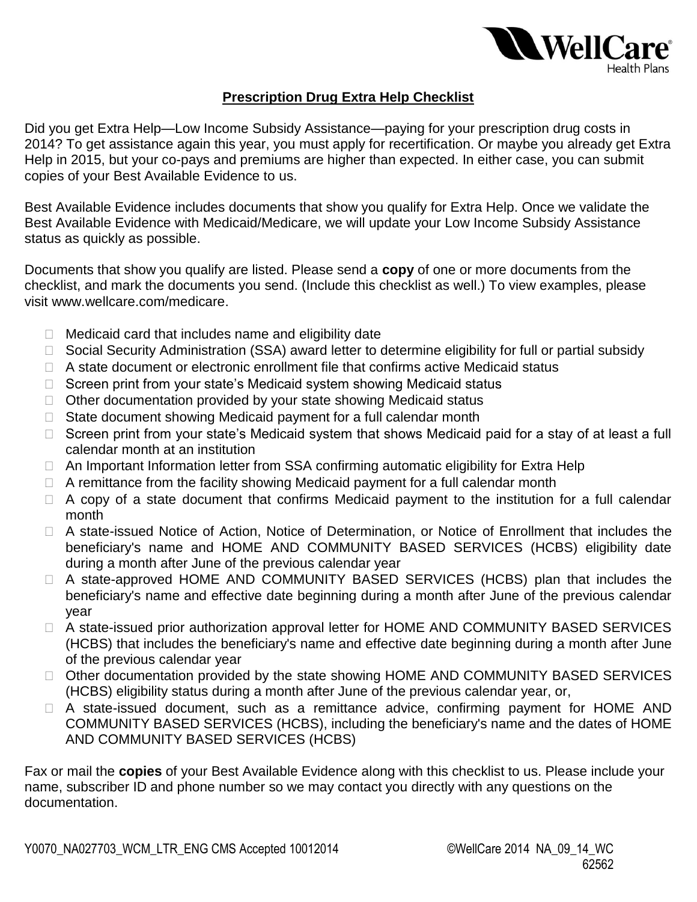WellCare Health Plans

## Prescription Drug Extra Help Checklist

Did you get Extra Help—Low Income Subsidy Assistance—paying for your prescription drug costs in 2014? To get assistance again this year, you must apply for recertification. Or maybe you already get Extra Help in 2015, but your co-pays and premiums are higher than expected. In either case, you can submit copies of your Best Available Evidence to us.

Best Available Evidence includes documents that show you qualify for Extra Help. Once we validate the Best Available Evidence with Medicaid/Medicare, we will update your Low Income Subsidy Assistance status as quickly as possible.

Documents that show you qualify are listed. Please send a **copy** of one or more documents from the checklist, and mark the documents you send. (Include this checklist as well.) To view examples, please visit www.wellcare.com/medicare.

- ☐ Medicaid card that includes name and eligibility date
- ☐ Social Security Administration (SSA) award letter to determine eligibility for full or partial subsidy
- ☐ A state document or electronic enrollment file that confirms active Medicaid status
- ☐ Screen print from your state's Medicaid system showing Medicaid status
- ☐ Other documentation provided by your state showing Medicaid status
- ☐ State document showing Medicaid payment for a full calendar month
- ☐ Screen print from your state's Medicaid system that shows Medicaid paid for a stay of at least a full calendar month at an institution
- ☐ An Important Information letter from SSA confirming automatic eligibility for Extra Help
- ☐ A remittance from the facility showing Medicaid payment for a full calendar month
- ☐ A copy of a state document that confirms Medicaid payment to the institution for a full calendar month
- ☐ A state-issued Notice of Action, Notice of Determination, or Notice of Enrollment that includes the beneficiary's name and HOME AND COMMUNITY BASED SERVICES (HCBS) eligibility date during a month after June of the previous calendar year
- ☐ A state-approved HOME AND COMMUNITY BASED SERVICES (HCBS) plan that includes the beneficiary's name and effective date beginning during a month after June of the previous calendar year
- ☐ A state-issued prior authorization approval letter for HOME AND COMMUNITY BASED SERVICES (HCBS) that includes the beneficiary's name and effective date beginning during a month after June of the previous calendar year
- ☐ Other documentation provided by the state showing HOME AND COMMUNITY BASED SERVICES (HCBS) eligibility status during a month after June of the previous calendar year, or,
- ☐ A state-issued document, such as a remittance advice, confirming payment for HOME AND COMMUNITY BASED SERVICES (HCBS), including the beneficiary's name and the dates of HOME AND COMMUNITY BASED SERVICES (HCBS)

Fax or mail the **copies** of your Best Available Evidence along with this checklist to us. Please include your name, subscriber ID and phone number so we may contact you directly with any questions on the documentation.

Y0070_NA027703_WCM_LTR_ENG CMS Accepted 10012014 ©WellCare 2014 NA_09_14_WC 62562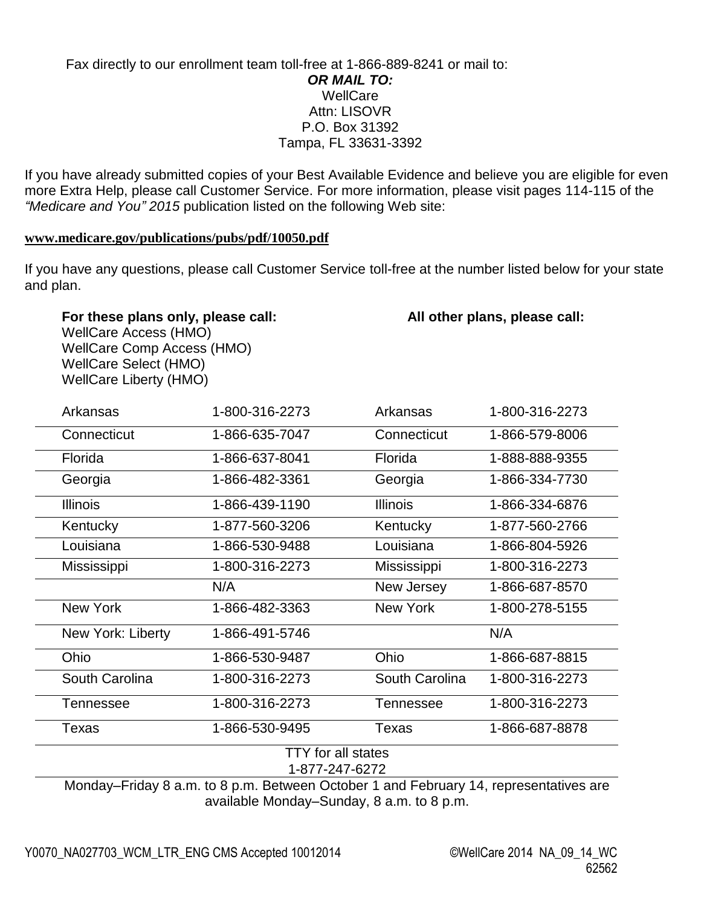Fax directly to our enrollment team toll-free at 1-866-889-8241 or mail to:

***OR MAIL TO:***
WellCare
Attn: LISOVR
P.O. Box 31392
Tampa, FL 33631-3392

If you have already submitted copies of your Best Available Evidence and believe you are eligible for even more Extra Help, please call Customer Service. For more information, please visit pages 114-115 of the *"Medicare and You" 2015* publication listed on the following Web site:

**www.medicare.gov/publications/pubs/pdf/10050.pdf**

If you have any questions, please call Customer Service toll-free at the number listed below for your state and plan.

**For these plans only, please call:**
WellCare Access (HMO)
WellCare Comp Access (HMO)
WellCare Select (HMO)
WellCare Liberty (HMO)

**All other plans, please call:**

| For these plans only | | All other plans | |
|---|---|---|---|
| Arkansas | 1-800-316-2273 | Arkansas | 1-800-316-2273 |
| Connecticut | 1-866-635-7047 | Connecticut | 1-866-579-8006 |
| Florida | 1-866-637-8041 | Florida | 1-888-888-9355 |
| Georgia | 1-866-482-3361 | Georgia | 1-866-334-7730 |
| Illinois | 1-866-439-1190 | Illinois | 1-866-334-6876 |
| Kentucky | 1-877-560-3206 | Kentucky | 1-877-560-2766 |
| Louisiana | 1-866-530-9488 | Louisiana | 1-866-804-5926 |
| Mississippi | 1-800-316-2273 | Mississippi | 1-800-316-2273 |
| | N/A | New Jersey | 1-866-687-8570 |
| New York | 1-866-482-3363 | New York | 1-800-278-5155 |
| New York: Liberty | 1-866-491-5746 | | N/A |
| Ohio | 1-866-530-9487 | Ohio | 1-866-687-8815 |
| South Carolina | 1-800-316-2273 | South Carolina | 1-800-316-2273 |
| Tennessee | 1-800-316-2273 | Tennessee | 1-800-316-2273 |
| Texas | 1-866-530-9495 | Texas | 1-866-687-8878 |

TTY for all states
1-877-247-6272

Monday–Friday 8 a.m. to 8 p.m. Between October 1 and February 14, representatives are available Monday–Sunday, 8 a.m. to 8 p.m.

Y0070_NA027703_WCM_LTR_ENG CMS Accepted 10012014 ©WellCare 2014 NA_09_14_WC 62562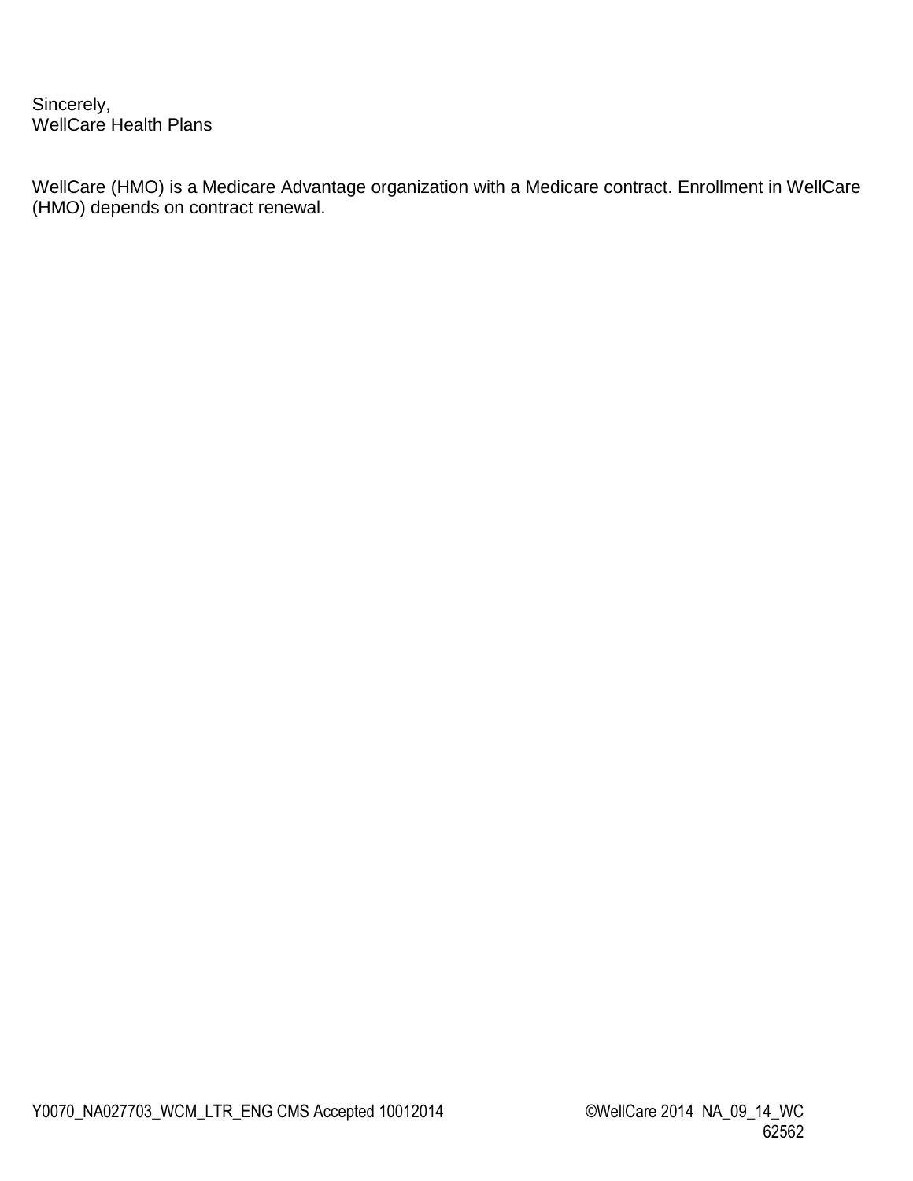Sincerely,
WellCare Health Plans

WellCare (HMO) is a Medicare Advantage organization with a Medicare contract. Enrollment in WellCare (HMO) depends on contract renewal.

Y0070_NA027703_WCM_LTR_ENG CMS Accepted 10012014 ©WellCare 2014 NA_09_14_WC 62562